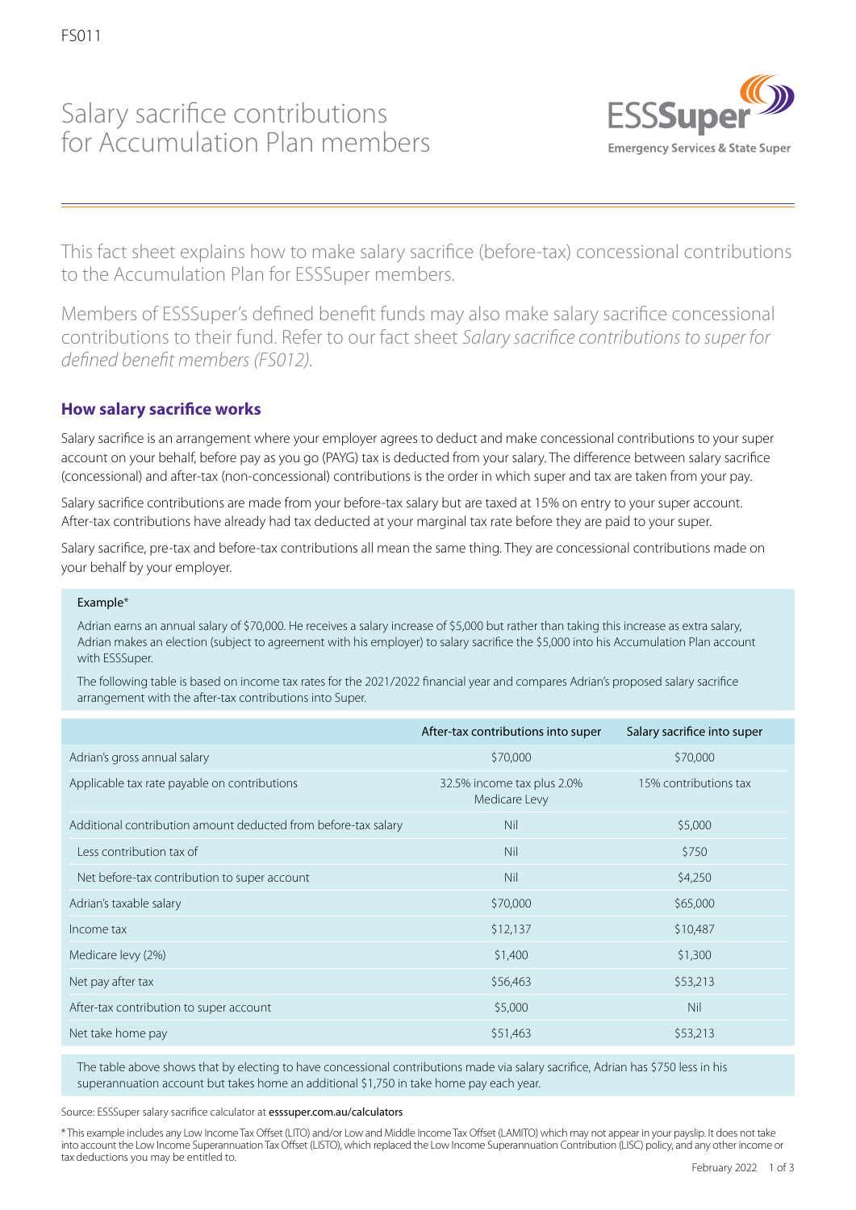FS011

# Salary sacrifice contributions for Accumulation Plan members

ESSSuper
Emergency Services & State Super

This fact sheet explains how to make salary sacrifice (before-tax) concessional contributions to the Accumulation Plan for ESSSuper members.

Members of ESSSuper's defined benefit funds may also make salary sacrifice concessional contributions to their fund. Refer to our fact sheet *Salary sacrifice contributions to super for defined benefit members (FS012).*

## How salary sacrifice works

Salary sacrifice is an arrangement where your employer agrees to deduct and make concessional contributions to your super account on your behalf, before pay as you go (PAYG) tax is deducted from your salary. The difference between salary sacrifice (concessional) and after-tax (non-concessional) contributions is the order in which super and tax are taken from your pay.

Salary sacrifice contributions are made from your before-tax salary but are taxed at 15% on entry to your super account. After-tax contributions have already had tax deducted at your marginal tax rate before they are paid to your super.

Salary sacrifice, pre-tax and before-tax contributions all mean the same thing. They are concessional contributions made on your behalf by your employer.

Example*

Adrian earns an annual salary of $70,000. He receives a salary increase of $5,000 but rather than taking this increase as extra salary, Adrian makes an election (subject to agreement with his employer) to salary sacrifice the $5,000 into his Accumulation Plan account with ESSSuper.

The following table is based on income tax rates for the 2021/2022 financial year and compares Adrian's proposed salary sacrifice arrangement with the after-tax contributions into Super.

| | After-tax contributions into super | Salary sacrifice into super |
|---|---|---|
| Adrian's gross annual salary | $70,000 | $70,000 |
| Applicable tax rate payable on contributions | 32.5% income tax plus 2.0% Medicare Levy | 15% contributions tax |
| Additional contribution amount deducted from before-tax salary | Nil | $5,000 |
| Less contribution tax of | Nil | $750 |
| Net before-tax contribution to super account | Nil | $4,250 |
| Adrian's taxable salary | $70,000 | $65,000 |
| Income tax | $12,137 | $10,487 |
| Medicare levy (2%) | $1,400 | $1,300 |
| Net pay after tax | $56,463 | $53,213 |
| After-tax contribution to super account | $5,000 | Nil |
| Net take home pay | $51,463 | $53,213 |

The table above shows that by electing to have concessional contributions made via salary sacrifice, Adrian has $750 less in his superannuation account but takes home an additional $1,750 in take home pay each year.

Source: ESSSuper salary sacrifice calculator at esssuper.com.au/calculators

* This example includes any Low Income Tax Offset (LITO) and/or Low and Middle Income Tax Offset (LAMITO) which may not appear in your payslip. It does not take into account the Low Income Superannuation Tax Offset (LISTO), which replaced the Low Income Superannuation Contribution (LISC) policy, and any other income or tax deductions you may be entitled to.

February 2022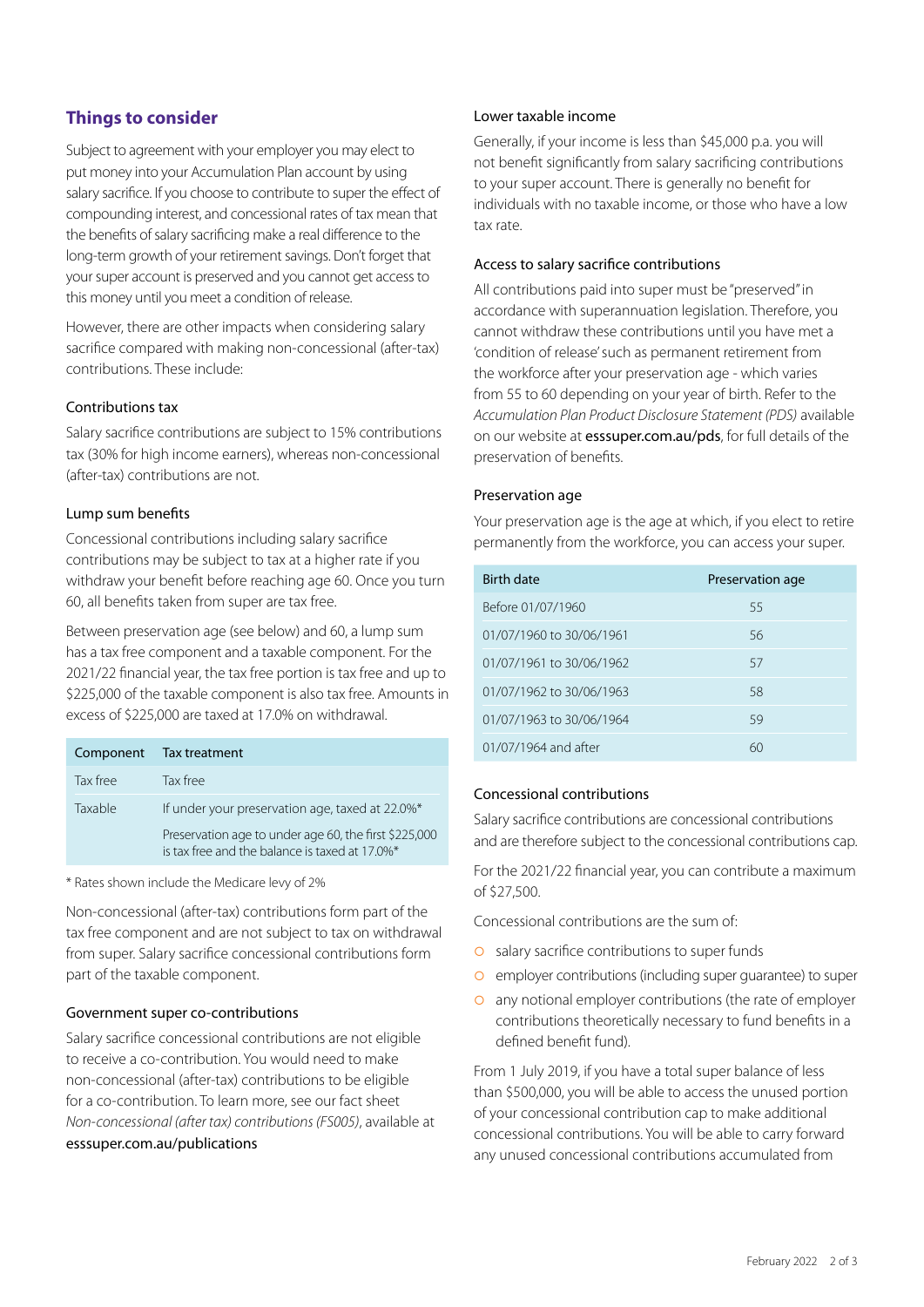## Things to consider

Subject to agreement with your employer you may elect to put money into your Accumulation Plan account by using salary sacrifice. If you choose to contribute to super the effect of compounding interest, and concessional rates of tax mean that the benefits of salary sacrificing make a real difference to the long-term growth of your retirement savings. Don't forget that your super account is preserved and you cannot get access to this money until you meet a condition of release.

However, there are other impacts when considering salary sacrifice compared with making non-concessional (after-tax) contributions. These include:

### Contributions tax

Salary sacrifice contributions are subject to 15% contributions tax (30% for high income earners), whereas non-concessional (after-tax) contributions are not.

### Lump sum benefits

Concessional contributions including salary sacrifice contributions may be subject to tax at a higher rate if you withdraw your benefit before reaching age 60. Once you turn 60, all benefits taken from super are tax free.

Between preservation age (see below) and 60, a lump sum has a tax free component and a taxable component. For the 2021/22 financial year, the tax free portion is tax free and up to $225,000 of the taxable component is also tax free. Amounts in excess of $225,000 are taxed at 17.0% on withdrawal.

| Component | Tax treatment |
| --- | --- |
| Tax free | Tax free |
| Taxable | If under your preservation age, taxed at 22.0%* |
| | Preservation age to under age 60, the first $225,000 is tax free and the balance is taxed at 17.0%* |

* Rates shown include the Medicare levy of 2%

Non-concessional (after-tax) contributions form part of the tax free component and are not subject to tax on withdrawal from super. Salary sacrifice concessional contributions form part of the taxable component.

### Government super co-contributions

Salary sacrifice concessional contributions are not eligible to receive a co-contribution. You would need to make non-concessional (after-tax) contributions to be eligible for a co-contribution. To learn more, see our fact sheet *Non-concessional (after tax) contributions (FS005)*, available at esssuper.com.au/publications

### Lower taxable income

Generally, if your income is less than $45,000 p.a. you will not benefit significantly from salary sacrificing contributions to your super account. There is generally no benefit for individuals with no taxable income, or those who have a low tax rate.

### Access to salary sacrifice contributions

All contributions paid into super must be "preserved" in accordance with superannuation legislation. Therefore, you cannot withdraw these contributions until you have met a 'condition of release' such as permanent retirement from the workforce after your preservation age - which varies from 55 to 60 depending on your year of birth. Refer to the *Accumulation Plan Product Disclosure Statement (PDS)* available on our website at esssuper.com.au/pds, for full details of the preservation of benefits.

### Preservation age

Your preservation age is the age at which, if you elect to retire permanently from the workforce, you can access your super.

| Birth date | Preservation age |
| --- | --- |
| Before 01/07/1960 | 55 |
| 01/07/1960 to 30/06/1961 | 56 |
| 01/07/1961 to 30/06/1962 | 57 |
| 01/07/1962 to 30/06/1963 | 58 |
| 01/07/1963 to 30/06/1964 | 59 |
| 01/07/1964 and after | 60 |

### Concessional contributions

Salary sacrifice contributions are concessional contributions and are therefore subject to the concessional contributions cap.

For the 2021/22 financial year, you can contribute a maximum of $27,500.

Concessional contributions are the sum of:

- salary sacrifice contributions to super funds
- employer contributions (including super guarantee) to super
- any notional employer contributions (the rate of employer contributions theoretically necessary to fund benefits in a defined benefit fund).

From 1 July 2019, if you have a total super balance of less than $500,000, you will be able to access the unused portion of your concessional contribution cap to make additional concessional contributions. You will be able to carry forward any unused concessional contributions accumulated from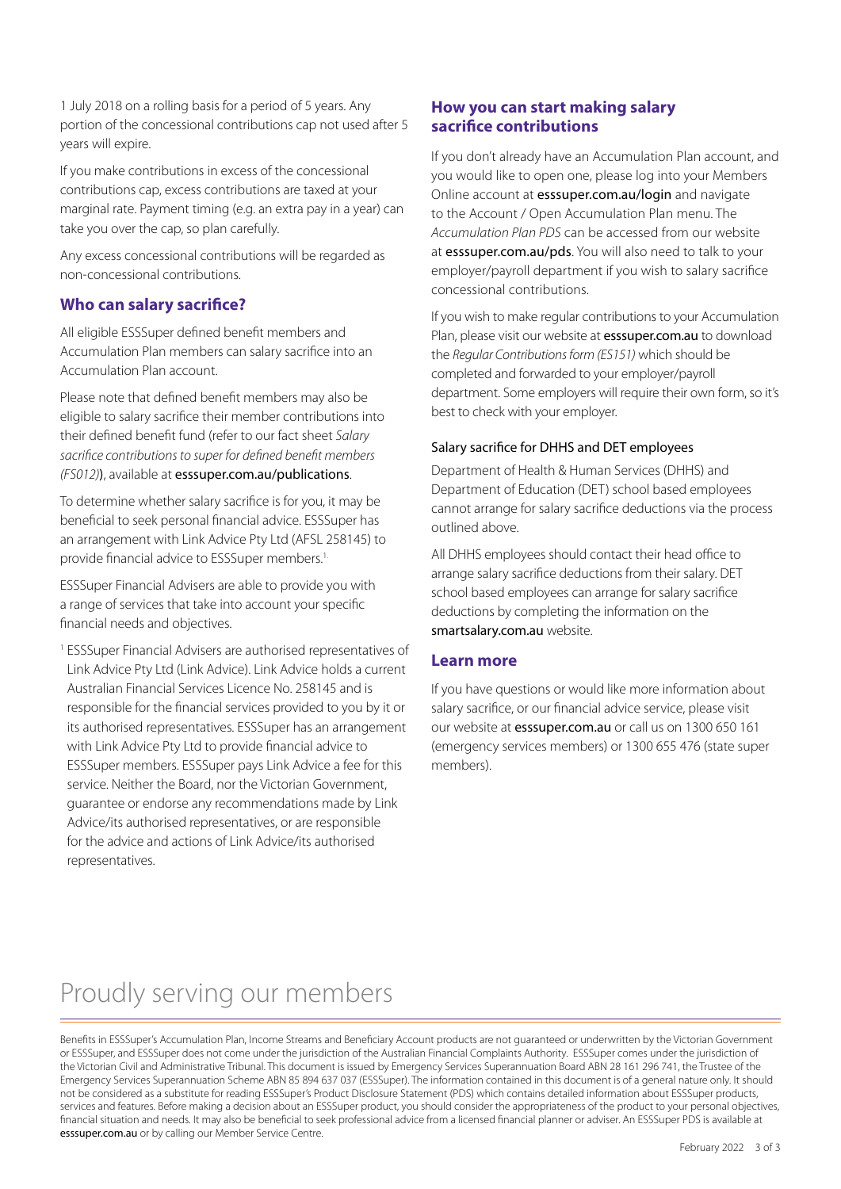1 July 2018 on a rolling basis for a period of 5 years. Any portion of the concessional contributions cap not used after 5 years will expire.

If you make contributions in excess of the concessional contributions cap, excess contributions are taxed at your marginal rate. Payment timing (e.g. an extra pay in a year) can take you over the cap, so plan carefully.

Any excess concessional contributions will be regarded as non-concessional contributions.

## Who can salary sacrifice?

All eligible ESSSuper defined benefit members and Accumulation Plan members can salary sacrifice into an Accumulation Plan account.

Please note that defined benefit members may also be eligible to salary sacrifice their member contributions into their defined benefit fund (refer to our fact sheet *Salary sacrifice contributions to super for defined benefit members (FS012)*), available at esssuper.com.au/publications.

To determine whether salary sacrifice is for you, it may be beneficial to seek personal financial advice. ESSSuper has an arrangement with Link Advice Pty Ltd (AFSL 258145) to provide financial advice to ESSSuper members.[1]

ESSSuper Financial Advisers are able to provide you with a range of services that take into account your specific financial needs and objectives.

[1] ESSSuper Financial Advisers are authorised representatives of Link Advice Pty Ltd (Link Advice). Link Advice holds a current Australian Financial Services Licence No. 258145 and is responsible for the financial services provided to you by it or its authorised representatives. ESSSuper has an arrangement with Link Advice Pty Ltd to provide financial advice to ESSSuper members. ESSSuper pays Link Advice a fee for this service. Neither the Board, nor the Victorian Government, guarantee or endorse any recommendations made by Link Advice/its authorised representatives, or are responsible for the advice and actions of Link Advice/its authorised representatives.

## How you can start making salary sacrifice contributions

If you don't already have an Accumulation Plan account, and you would like to open one, please log into your Members Online account at esssuper.com.au/login and navigate to the Account / Open Accumulation Plan menu. The *Accumulation Plan PDS* can be accessed from our website at esssuper.com.au/pds. You will also need to talk to your employer/payroll department if you wish to salary sacrifice concessional contributions.

If you wish to make regular contributions to your Accumulation Plan, please visit our website at esssuper.com.au to download the *Regular Contributions form (ES151)* which should be completed and forwarded to your employer/payroll department. Some employers will require their own form, so it's best to check with your employer.

### Salary sacrifice for DHHS and DET employees

Department of Health & Human Services (DHHS) and Department of Education (DET) school based employees cannot arrange for salary sacrifice deductions via the process outlined above.

All DHHS employees should contact their head office to arrange salary sacrifice deductions from their salary. DET school based employees can arrange for salary sacrifice deductions by completing the information on the smartsalary.com.au website.

## Learn more

If you have questions or would like more information about salary sacrifice, or our financial advice service, please visit our website at esssuper.com.au or call us on 1300 650 161 (emergency services members) or 1300 655 476 (state super members).

# Proudly serving our members

Benefits in ESSSuper's Accumulation Plan, Income Streams and Beneficiary Account products are not guaranteed or underwritten by the Victorian Government or ESSSuper, and ESSSuper does not come under the jurisdiction of the Australian Financial Complaints Authority. ESSSuper comes under the jurisdiction of the Victorian Civil and Administrative Tribunal. This document is issued by Emergency Services Superannuation Board ABN 28 161 296 741, the Trustee of the Emergency Services Superannuation Scheme ABN 85 894 637 037 (ESSSuper). The information contained in this document is of a general nature only. It should not be considered as a substitute for reading ESSSuper's Product Disclosure Statement (PDS) which contains detailed information about ESSSuper products, services and features. Before making a decision about an ESSSuper product, you should consider the appropriateness of the product to your personal objectives, financial situation and needs. It may also be beneficial to seek professional advice from a licensed financial planner or adviser. An ESSSuper PDS is available at esssuper.com.au or by calling our Member Service Centre.

February 2022